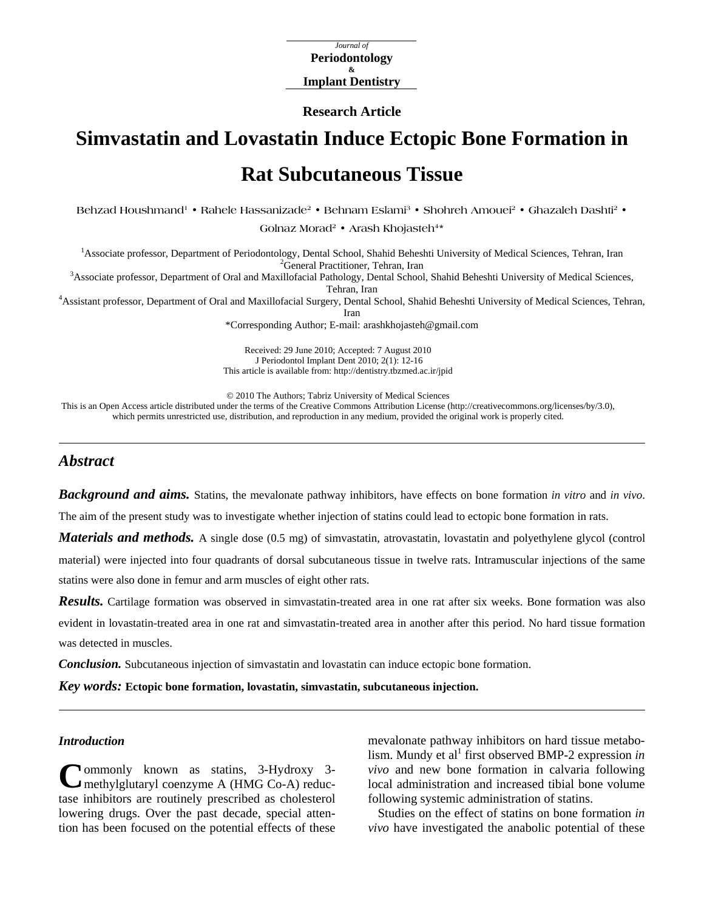Journal of
**Periodontology**
&
**Implant Dentistry**

**Research Article**

# Simvastatin and Lovastatin Induce Ectopic Bone Formation in Rat Subcutaneous Tissue

Behzad Houshmand[1] • Rahele Hassanizade[2] • Behnam Eslami[3] • Shohreh Amouei[2] • Ghazaleh Dashti[2] • Golnaz Morad[2] • Arash Khojasteh[4]*

[1]Associate professor, Department of Periodontology, Dental School, Shahid Beheshti University of Medical Sciences, Tehran, Iran
[2]General Practitioner, Tehran, Iran
[3]Associate professor, Department of Oral and Maxillofacial Pathology, Dental School, Shahid Beheshti University of Medical Sciences, Tehran, Iran
[4]Assistant professor, Department of Oral and Maxillofacial Surgery, Dental School, Shahid Beheshti University of Medical Sciences, Tehran, Iran
*Corresponding Author; E-mail: arashkhojasteh@gmail.com

Received: 29 June 2010; Accepted: 7 August 2010
J Periodontol Implant Dent 2010; 2(1): 12-16
This article is available from: http://dentistry.tbzmed.ac.ir/jpid

© 2010 The Authors; Tabriz University of Medical Sciences
This is an Open Access article distributed under the terms of the Creative Commons Attribution License (http://creativecommons.org/licenses/by/3.0), which permits unrestricted use, distribution, and reproduction in any medium, provided the original work is properly cited.

## *Abstract*

***Background and aims.*** Statins, the mevalonate pathway inhibitors, have effects on bone formation *in vitro* and *in vivo*. The aim of the present study was to investigate whether injection of statins could lead to ectopic bone formation in rats.

***Materials and methods.*** A single dose (0.5 mg) of simvastatin, atrovastatin, lovastatin and polyethylene glycol (control material) were injected into four quadrants of dorsal subcutaneous tissue in twelve rats. Intramuscular injections of the same statins were also done in femur and arm muscles of eight other rats.

***Results.*** Cartilage formation was observed in simvastatin-treated area in one rat after six weeks. Bone formation was also evident in lovastatin-treated area in one rat and simvastatin-treated area in another after this period. No hard tissue formation was detected in muscles.

***Conclusion.*** Subcutaneous injection of simvastatin and lovastatin can induce ectopic bone formation.

***Key words:*** **Ectopic bone formation, lovastatin, simvastatin, subcutaneous injection.**

### *Introduction*

Commonly known as statins, 3-Hydroxy 3-methylglutaryl coenzyme A (HMG Co-A) reductase inhibitors are routinely prescribed as cholesterol lowering drugs. Over the past decade, special attention has been focused on the potential effects of these mevalonate pathway inhibitors on hard tissue metabolism. Mundy et al[1] first observed BMP-2 expression *in vivo* and new bone formation in calvaria following local administration and increased tibial bone volume following systemic administration of statins.

Studies on the effect of statins on bone formation *in vivo* have investigated the anabolic potential of these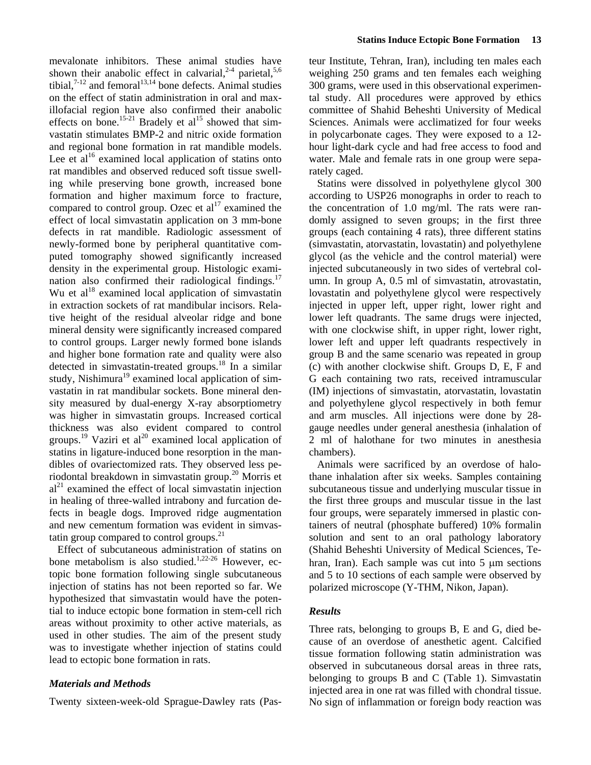mevalonate inhibitors. These animal studies have shown their anabolic effect in calvarial,[2-4] parietal,[5,6] tibial,[7-12] and femoral[13,14] bone defects. Animal studies on the effect of statin administration in oral and maxillofacial region have also confirmed their anabolic effects on bone.[15-21] Bradely et al[15] showed that simvastatin stimulates BMP-2 and nitric oxide formation and regional bone formation in rat mandible models. Lee et al[16] examined local application of statins onto rat mandibles and observed reduced soft tissue swelling while preserving bone growth, increased bone formation and higher maximum force to fracture, compared to control group. Ozec et al[17] examined the effect of local simvastatin application on 3 mm-bone defects in rat mandible. Radiologic assessment of newly-formed bone by peripheral quantitative computed tomography showed significantly increased density in the experimental group. Histologic examination also confirmed their radiological findings.[17] Wu et al[18] examined local application of simvastatin in extraction sockets of rat mandibular incisors. Relative height of the residual alveolar ridge and bone mineral density were significantly increased compared to control groups. Larger newly formed bone islands and higher bone formation rate and quality were also detected in simvastatin-treated groups.[18] In a similar study, Nishimura[19] examined local application of simvastatin in rat mandibular sockets. Bone mineral density measured by dual-energy X-ray absorptiometry was higher in simvastatin groups. Increased cortical thickness was also evident compared to control groups.[19] Vaziri et al[20] examined local application of statins in ligature-induced bone resorption in the mandibles of ovariectomized rats. They observed less periodontal breakdown in simvastatin group.[20] Morris et al[21] examined the effect of local simvastatin injection in healing of three-walled intrabony and furcation defects in beagle dogs. Improved ridge augmentation and new cementum formation was evident in simvastatin group compared to control groups.[21]

Effect of subcutaneous administration of statins on bone metabolism is also studied.[1,22-26] However, ectopic bone formation following single subcutaneous injection of statins has not been reported so far. We hypothesized that simvastatin would have the potential to induce ectopic bone formation in stem-cell rich areas without proximity to other active materials, as used in other studies. The aim of the present study was to investigate whether injection of statins could lead to ectopic bone formation in rats.

## *Materials and Methods*

Twenty sixteen-week-old Sprague-Dawley rats (Pasteur Institute, Tehran, Iran), including ten males each weighing 250 grams and ten females each weighing 300 grams, were used in this observational experimental study. All procedures were approved by ethics committee of Shahid Beheshti University of Medical Sciences. Animals were acclimatized for four weeks in polycarbonate cages. They were exposed to a 12-hour light-dark cycle and had free access to food and water. Male and female rats in one group were separately caged.

Statins were dissolved in polyethylene glycol 300 according to USP26 monographs in order to reach to the concentration of 1.0 mg/ml. The rats were randomly assigned to seven groups; in the first three groups (each containing 4 rats), three different statins (simvastatin, atorvastatin, lovastatin) and polyethylene glycol (as the vehicle and the control material) were injected subcutaneously in two sides of vertebral column. In group A, 0.5 ml of simvastatin, atrovastatin, lovastatin and polyethylene glycol were respectively injected in upper left, upper right, lower right and lower left quadrants. The same drugs were injected, with one clockwise shift, in upper right, lower right, lower left and upper left quadrants respectively in group B and the same scenario was repeated in group (c) with another clockwise shift. Groups D, E, F and G each containing two rats, received intramuscular (IM) injections of simvastatin, atorvastatin, lovastatin and polyethylene glycol respectively in both femur and arm muscles. All injections were done by 28-gauge needles under general anesthesia (inhalation of 2 ml of halothane for two minutes in anesthesia chambers).

Animals were sacrificed by an overdose of halothane inhalation after six weeks. Samples containing subcutaneous tissue and underlying muscular tissue in the first three groups and muscular tissue in the last four groups, were separately immersed in plastic containers of neutral (phosphate buffered) 10% formalin solution and sent to an oral pathology laboratory (Shahid Beheshti University of Medical Sciences, Tehran, Iran). Each sample was cut into 5 μm sections and 5 to 10 sections of each sample were observed by polarized microscope (Y-THM, Nikon, Japan).

## *Results*

Three rats, belonging to groups B, E and G, died because of an overdose of anesthetic agent. Calcified tissue formation following statin administration was observed in subcutaneous dorsal areas in three rats, belonging to groups B and C (Table 1). Simvastatin injected area in one rat was filled with chondral tissue. No sign of inflammation or foreign body reaction was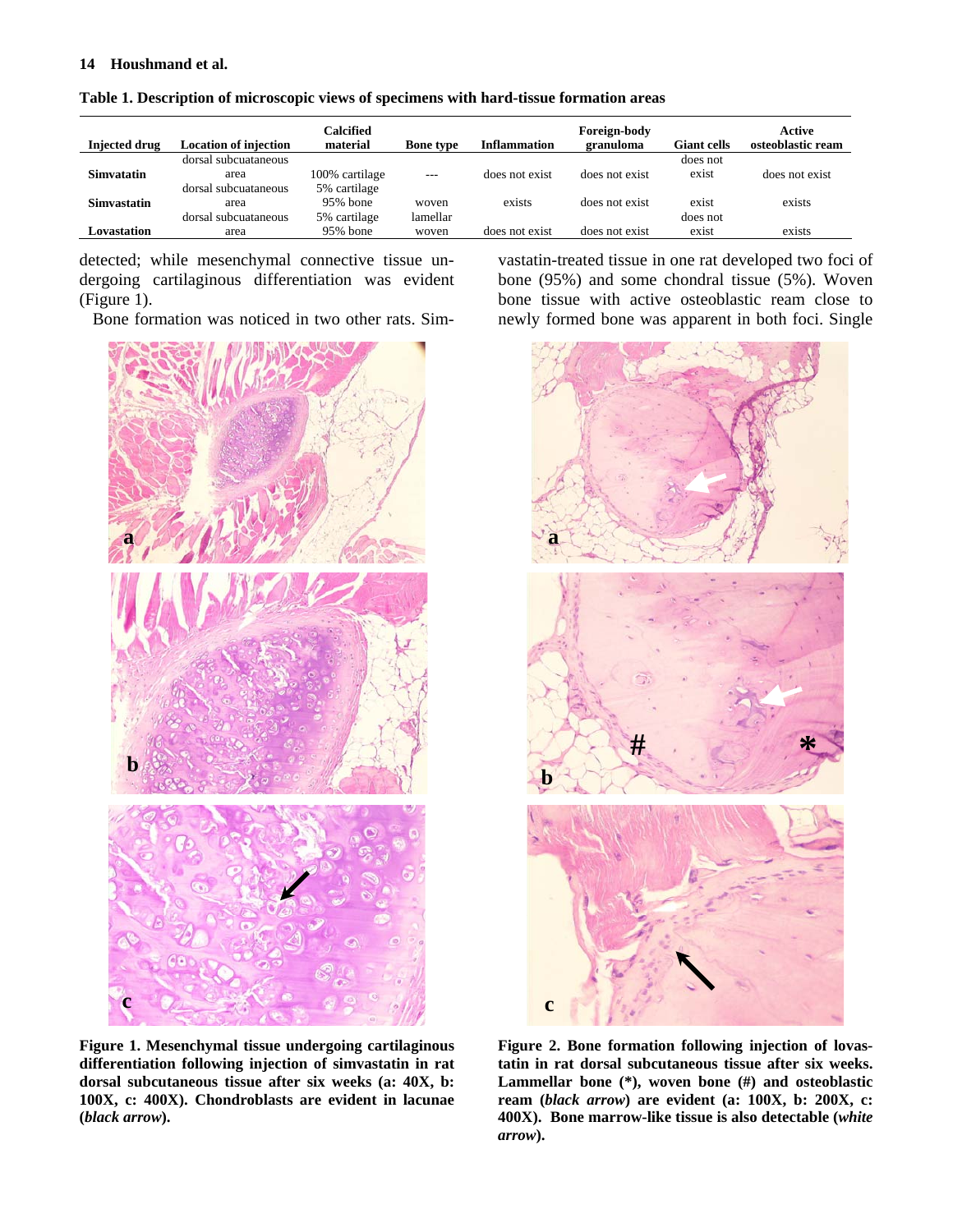**Table 1. Description of microscopic views of specimens with hard-tissue formation areas**

| Injected drug | Location of injection | Calcified material | Bone type | Inflammation | Foreign-body granuloma | Giant cells | Active osteoblastic ream |
|---|---|---|---|---|---|---|---|
| **Simvatatin** | dorsal subcuataneous area | 100% cartilage | --- | does not exist | does not exist | does not exist | does not exist |
| **Simvastatin** | dorsal subcuataneous area | 5% cartilage 95% bone | woven | exists | does not exist | exist | exists |
| **Lovastation** | dorsal subcuataneous area | 5% cartilage 95% bone | lamellar woven | does not exist | does not exist | does not exist | exists |

detected; while mesenchymal connective tissue undergoing cartilaginous differentiation was evident (Figure 1).

Bone formation was noticed in two other rats. Simvastatin-treated tissue in one rat developed two foci of bone (95%) and some chondral tissue (5%). Woven bone tissue with active osteoblastic ream close to newly formed bone was apparent in both foci. Single

**Figure 1. Mesenchymal tissue undergoing cartilaginous differentiation following injection of simvastatin in rat dorsal subcutaneous tissue after six weeks (a: 40X, b: 100X, c: 400X). Chondroblasts are evident in lacunae (*black arrow*).**

**Figure 2. Bone formation following injection of lovastatin in rat dorsal subcutaneous tissue after six weeks. Lammellar bone (*), woven bone (#) and osteoblastic ream (*black arrow*) are evident (a: 100X, b: 200X, c: 400X). Bone marrow-like tissue is also detectable (*white arrow*).**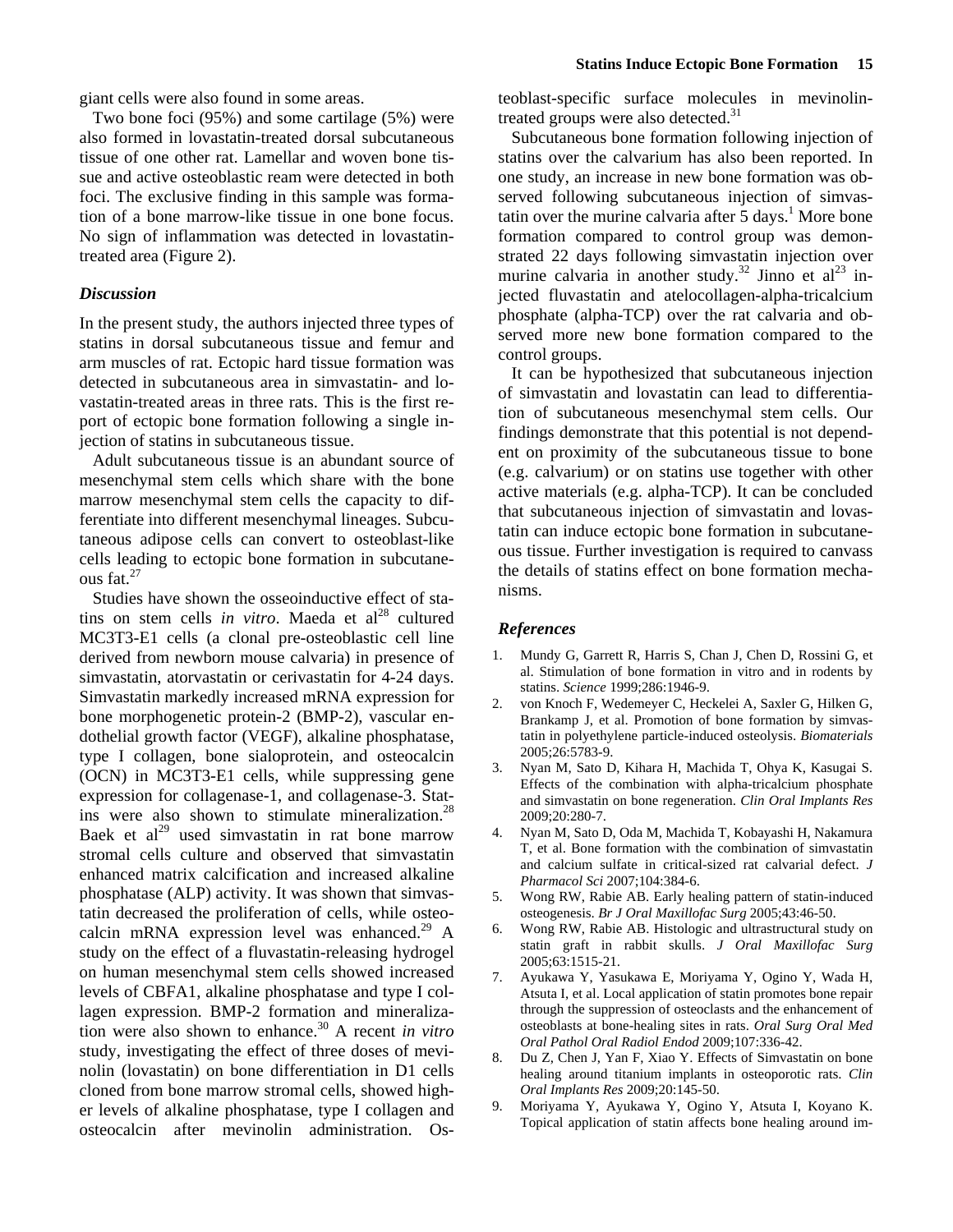giant cells were also found in some areas.

Two bone foci (95%) and some cartilage (5%) were also formed in lovastatin-treated dorsal subcutaneous tissue of one other rat. Lamellar and woven bone tissue and active osteoblastic ream were detected in both foci. The exclusive finding in this sample was formation of a bone marrow-like tissue in one bone focus. No sign of inflammation was detected in lovastatin-treated area (Figure 2).

### Discussion

In the present study, the authors injected three types of statins in dorsal subcutaneous tissue and femur and arm muscles of rat. Ectopic hard tissue formation was detected in subcutaneous area in simvastatin- and lovastatin-treated areas in three rats. This is the first report of ectopic bone formation following a single injection of statins in subcutaneous tissue.

Adult subcutaneous tissue is an abundant source of mesenchymal stem cells which share with the bone marrow mesenchymal stem cells the capacity to differentiate into different mesenchymal lineages. Subcutaneous adipose cells can convert to osteoblast-like cells leading to ectopic bone formation in subcutaneous fat.[27]

Studies have shown the osseoinductive effect of statins on stem cells *in vitro*. Maeda et al[28] cultured MC3T3-E1 cells (a clonal pre-osteoblastic cell line derived from newborn mouse calvaria) in presence of simvastatin, atorvastatin or cerivastatin for 4-24 days. Simvastatin markedly increased mRNA expression for bone morphogenetic protein-2 (BMP-2), vascular endothelial growth factor (VEGF), alkaline phosphatase, type I collagen, bone sialoprotein, and osteocalcin (OCN) in MC3T3-E1 cells, while suppressing gene expression for collagenase-1, and collagenase-3. Statins were also shown to stimulate mineralization.[28] Baek et al[29] used simvastatin in rat bone marrow stromal cells culture and observed that simvastatin enhanced matrix calcification and increased alkaline phosphatase (ALP) activity. It was shown that simvastatin decreased the proliferation of cells, while osteocalcin mRNA expression level was enhanced.[29] A study on the effect of a fluvastatin-releasing hydrogel on human mesenchymal stem cells showed increased levels of CBFA1, alkaline phosphatase and type I collagen expression. BMP-2 formation and mineralization were also shown to enhance.[30] A recent *in vitro* study, investigating the effect of three doses of mevinolin (lovastatin) on bone differentiation in D1 cells cloned from bone marrow stromal cells, showed higher levels of alkaline phosphatase, type I collagen and osteocalcin after mevinolin administration. Osteoblast-specific surface molecules in mevinolin-treated groups were also detected.[31]

Subcutaneous bone formation following injection of statins over the calvarium has also been reported. In one study, an increase in new bone formation was observed following subcutaneous injection of simvastatin over the murine calvaria after 5 days.[1] More bone formation compared to control group was demonstrated 22 days following simvastatin injection over murine calvaria in another study.[32] Jinno et al[23] injected fluvastatin and atelocollagen-alpha-tricalcium phosphate (alpha-TCP) over the rat calvaria and observed more new bone formation compared to the control groups.

It can be hypothesized that subcutaneous injection of simvastatin and lovastatin can lead to differentiation of subcutaneous mesenchymal stem cells. Our findings demonstrate that this potential is not dependent on proximity of the subcutaneous tissue to bone (e.g. calvarium) or on statins use together with other active materials (e.g. alpha-TCP). It can be concluded that subcutaneous injection of simvastatin and lovastatin can induce ectopic bone formation in subcutaneous tissue. Further investigation is required to canvass the details of statins effect on bone formation mechanisms.

### References

1. Mundy G, Garrett R, Harris S, Chan J, Chen D, Rossini G, et al. Stimulation of bone formation in vitro and in rodents by statins. *Science* 1999;286:1946-9.
2. von Knoch F, Wedemeyer C, Heckelei A, Saxler G, Hilken G, Brankamp J, et al. Promotion of bone formation by simvastatin in polyethylene particle-induced osteolysis. *Biomaterials* 2005;26:5783-9.
3. Nyan M, Sato D, Kihara H, Machida T, Ohya K, Kasugai S. Effects of the combination with alpha-tricalcium phosphate and simvastatin on bone regeneration. *Clin Oral Implants Res* 2009;20:280-7.
4. Nyan M, Sato D, Oda M, Machida T, Kobayashi H, Nakamura T, et al. Bone formation with the combination of simvastatin and calcium sulfate in critical-sized rat calvarial defect. *J Pharmacol Sci* 2007;104:384-6.
5. Wong RW, Rabie AB. Early healing pattern of statin-induced osteogenesis. *Br J Oral Maxillofac Surg* 2005;43:46-50.
6. Wong RW, Rabie AB. Histologic and ultrastructural study on statin graft in rabbit skulls. *J Oral Maxillofac Surg* 2005;63:1515-21.
7. Ayukawa Y, Yasukawa E, Moriyama Y, Ogino Y, Wada H, Atsuta I, et al. Local application of statin promotes bone repair through the suppression of osteoclasts and the enhancement of osteoblasts at bone-healing sites in rats. *Oral Surg Oral Med Oral Pathol Oral Radiol Endod* 2009;107:336-42.
8. Du Z, Chen J, Yan F, Xiao Y. Effects of Simvastatin on bone healing around titanium implants in osteoporotic rats. *Clin Oral Implants Res* 2009;20:145-50.
9. Moriyama Y, Ayukawa Y, Ogino Y, Atsuta I, Koyano K. Topical application of statin affects bone healing around im-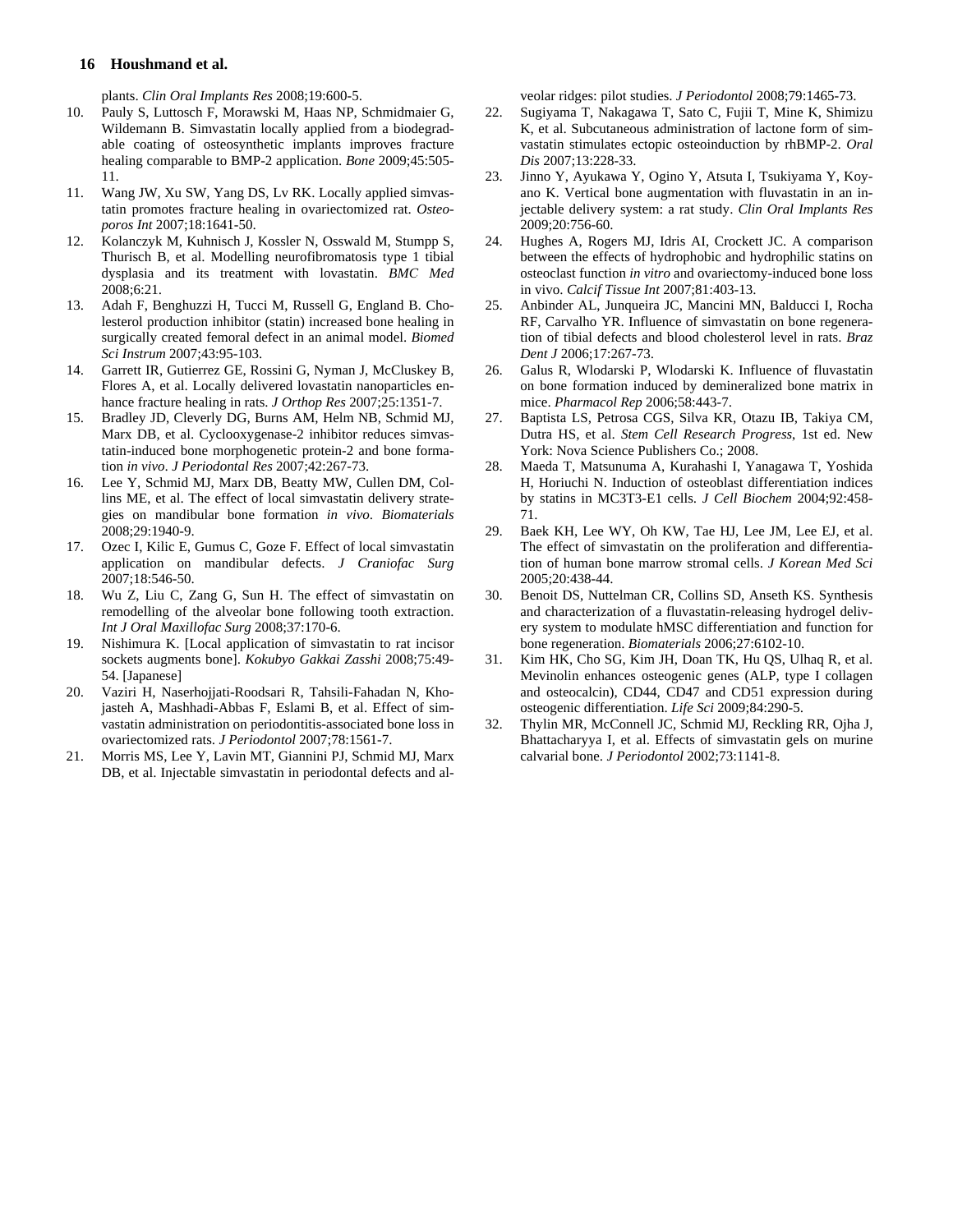plants. *Clin Oral Implants Res* 2008;19:600-5.

10. Pauly S, Luttosch F, Morawski M, Haas NP, Schmidmaier G, Wildemann B. Simvastatin locally applied from a biodegradable coating of osteosynthetic implants improves fracture healing comparable to BMP-2 application. *Bone* 2009;45:505-11.
11. Wang JW, Xu SW, Yang DS, Lv RK. Locally applied simvastatin promotes fracture healing in ovariectomized rat. *Osteoporos Int* 2007;18:1641-50.
12. Kolanczyk M, Kuhnisch J, Kossler N, Osswald M, Stumpp S, Thurisch B, et al. Modelling neurofibromatosis type 1 tibial dysplasia and its treatment with lovastatin. *BMC Med* 2008;6:21.
13. Adah F, Benghuzzi H, Tucci M, Russell G, England B. Cholesterol production inhibitor (statin) increased bone healing in surgically created femoral defect in an animal model. *Biomed Sci Instrum* 2007;43:95-103.
14. Garrett IR, Gutierrez GE, Rossini G, Nyman J, McCluskey B, Flores A, et al. Locally delivered lovastatin nanoparticles enhance fracture healing in rats. *J Orthop Res* 2007;25:1351-7.
15. Bradley JD, Cleverly DG, Burns AM, Helm NB, Schmid MJ, Marx DB, et al. Cyclooxygenase-2 inhibitor reduces simvastatin-induced bone morphogenetic protein-2 and bone formation *in vivo*. *J Periodontal Res* 2007;42:267-73.
16. Lee Y, Schmid MJ, Marx DB, Beatty MW, Cullen DM, Collins ME, et al. The effect of local simvastatin delivery strategies on mandibular bone formation *in vivo*. *Biomaterials* 2008;29:1940-9.
17. Ozec I, Kilic E, Gumus C, Goze F. Effect of local simvastatin application on mandibular defects. *J Craniofac Surg* 2007;18:546-50.
18. Wu Z, Liu C, Zang G, Sun H. The effect of simvastatin on remodelling of the alveolar bone following tooth extraction. *Int J Oral Maxillofac Surg* 2008;37:170-6.
19. Nishimura K. [Local application of simvastatin to rat incisor sockets augments bone]. *Kokubyo Gakkai Zasshi* 2008;75:49-54. [Japanese]
20. Vaziri H, Naserhojjati-Roodsari R, Tahsili-Fahadan N, Khojasteh A, Mashhadi-Abbas F, Eslami B, et al. Effect of simvastatin administration on periodontitis-associated bone loss in ovariectomized rats. *J Periodontol* 2007;78:1561-7.
21. Morris MS, Lee Y, Lavin MT, Giannini PJ, Schmid MJ, Marx DB, et al. Injectable simvastatin in periodontal defects and alveolar ridges: pilot studies. *J Periodontol* 2008;79:1465-73.
22. Sugiyama T, Nakagawa T, Sato C, Fujii T, Mine K, Shimizu K, et al. Subcutaneous administration of lactone form of simvastatin stimulates ectopic osteoinduction by rhBMP-2. *Oral Dis* 2007;13:228-33.
23. Jinno Y, Ayukawa Y, Ogino Y, Atsuta I, Tsukiyama Y, Koyano K. Vertical bone augmentation with fluvastatin in an injectable delivery system: a rat study. *Clin Oral Implants Res* 2009;20:756-60.
24. Hughes A, Rogers MJ, Idris AI, Crockett JC. A comparison between the effects of hydrophobic and hydrophilic statins on osteoclast function *in vitro* and ovariectomy-induced bone loss in vivo. *Calcif Tissue Int* 2007;81:403-13.
25. Anbinder AL, Junqueira JC, Mancini MN, Balducci I, Rocha RF, Carvalho YR. Influence of simvastatin on bone regeneration of tibial defects and blood cholesterol level in rats. *Braz Dent J* 2006;17:267-73.
26. Galus R, Wlodarski P, Wlodarski K. Influence of fluvastatin on bone formation induced by demineralized bone matrix in mice. *Pharmacol Rep* 2006;58:443-7.
27. Baptista LS, Petrosa CGS, Silva KR, Otazu IB, Takiya CM, Dutra HS, et al. *Stem Cell Research Progress*, 1st ed. New York: Nova Science Publishers Co.; 2008.
28. Maeda T, Matsunuma A, Kurahashi I, Yanagawa T, Yoshida H, Horiuchi N. Induction of osteoblast differentiation indices by statins in MC3T3-E1 cells. *J Cell Biochem* 2004;92:458-71.
29. Baek KH, Lee WY, Oh KW, Tae HJ, Lee JM, Lee EJ, et al. The effect of simvastatin on the proliferation and differentiation of human bone marrow stromal cells. *J Korean Med Sci* 2005;20:438-44.
30. Benoit DS, Nuttelman CR, Collins SD, Anseth KS. Synthesis and characterization of a fluvastatin-releasing hydrogel delivery system to modulate hMSC differentiation and function for bone regeneration. *Biomaterials* 2006;27:6102-10.
31. Kim HK, Cho SG, Kim JH, Doan TK, Hu QS, Ulhaq R, et al. Mevinolin enhances osteogenic genes (ALP, type I collagen and osteocalcin), CD44, CD47 and CD51 expression during osteogenic differentiation. *Life Sci* 2009;84:290-5.
32. Thylin MR, McConnell JC, Schmid MJ, Reckling RR, Ojha J, Bhattacharyya I, et al. Effects of simvastatin gels on murine calvarial bone. *J Periodontol* 2002;73:1141-8.